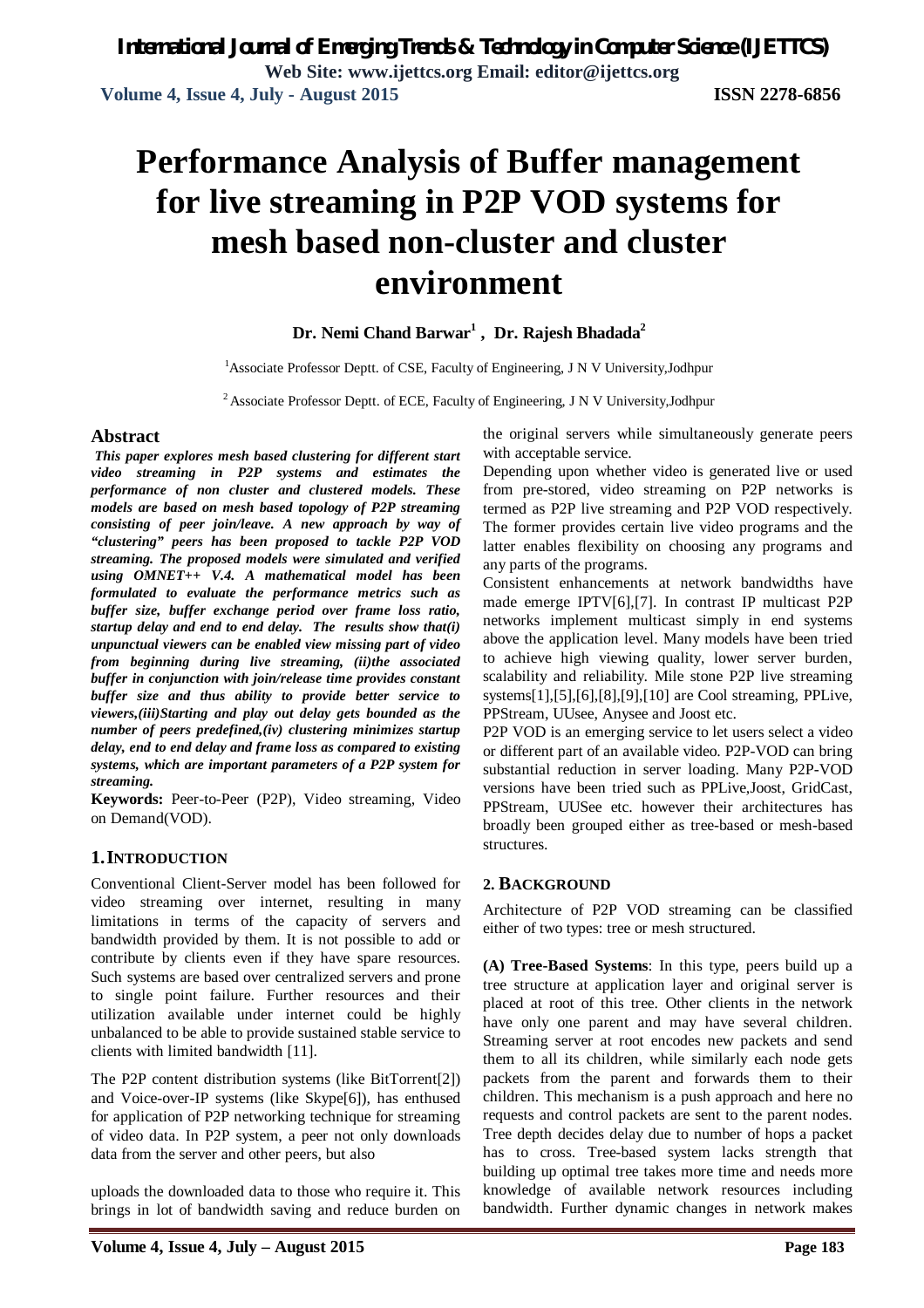# Performance Analysis of Buffer management for live streaming in P2P VOD systems for mesh based non-cluster and cluster environment

**Dr. Nemi Chand Barwar[1] , Dr. Rajesh Bhadada[2]**

[1]Associate Professor Deptt. of CSE, Faculty of Engineering, J N V University,Jodhpur

[2] Associate Professor Deptt. of ECE, Faculty of Engineering, J N V University,Jodhpur

## Abstract

***This paper explores mesh based clustering for different start video streaming in P2P systems and estimates the performance of non cluster and clustered models. These models are based on mesh based topology of P2P streaming consisting of peer join/leave. A new approach by way of "clustering" peers has been proposed to tackle P2P VOD streaming. The proposed models were simulated and verified using OMNET++ V.4. A mathematical model has been formulated to evaluate the performance metrics such as buffer size, buffer exchange period over frame loss ratio, startup delay and end to end delay. The results show that(i) unpunctual viewers can be enabled view missing part of video from beginning during live streaming, (ii)the associated buffer in conjunction with join/release time provides constant buffer size and thus ability to provide better service to viewers,(iii)Starting and play out delay gets bounded as the number of peers predefined,(iv) clustering minimizes startup delay, end to end delay and frame loss as compared to existing systems, which are important parameters of a P2P system for streaming.***

**Keywords:** Peer-to-Peer (P2P), Video streaming, Video on Demand(VOD).

## 1. INTRODUCTION

Conventional Client-Server model has been followed for video streaming over internet, resulting in many limitations in terms of the capacity of servers and bandwidth provided by them. It is not possible to add or contribute by clients even if they have spare resources. Such systems are based over centralized servers and prone to single point failure. Further resources and their utilization available under internet could be highly unbalanced to be able to provide sustained stable service to clients with limited bandwidth [11].

The P2P content distribution systems (like BitTorrent[2]) and Voice-over-IP systems (like Skype[6]), has enthused for application of P2P networking technique for streaming of video data. In P2P system, a peer not only downloads data from the server and other peers, but also uploads the downloaded data to those who require it. This brings in lot of bandwidth saving and reduce burden on the original servers while simultaneously generate peers with acceptable service.

Depending upon whether video is generated live or used from pre-stored, video streaming on P2P networks is termed as P2P live streaming and P2P VOD respectively. The former provides certain live video programs and the latter enables flexibility on choosing any programs and any parts of the programs.

Consistent enhancements at network bandwidths have made emerge IPTV[6],[7]. In contrast IP multicast P2P networks implement multicast simply in end systems above the application level. Many models have been tried to achieve high viewing quality, lower server burden, scalability and reliability. Mile stone P2P live streaming systems[1],[5],[6],[8],[9],[10] are Cool streaming, PPLive, PPStream, UUsee, Anysee and Joost etc.

P2P VOD is an emerging service to let users select a video or different part of an available video. P2P-VOD can bring substantial reduction in server loading. Many P2P-VOD versions have been tried such as PPLive,Joost, GridCast, PPStream, UUSee etc. however their architectures has broadly been grouped either as tree-based or mesh-based structures.

## 2. BACKGROUND

Architecture of P2P VOD streaming can be classified either of two types: tree or mesh structured.

**(A) Tree-Based Systems**: In this type, peers build up a tree structure at application layer and original server is placed at root of this tree. Other clients in the network have only one parent and may have several children. Streaming server at root encodes new packets and send them to all its children, while similarly each node gets packets from the parent and forwards them to their children. This mechanism is a push approach and here no requests and control packets are sent to the parent nodes. Tree depth decides delay due to number of hops a packet has to cross. Tree-based system lacks strength that building up optimal tree takes more time and needs more knowledge of available network resources including bandwidth. Further dynamic changes in network makes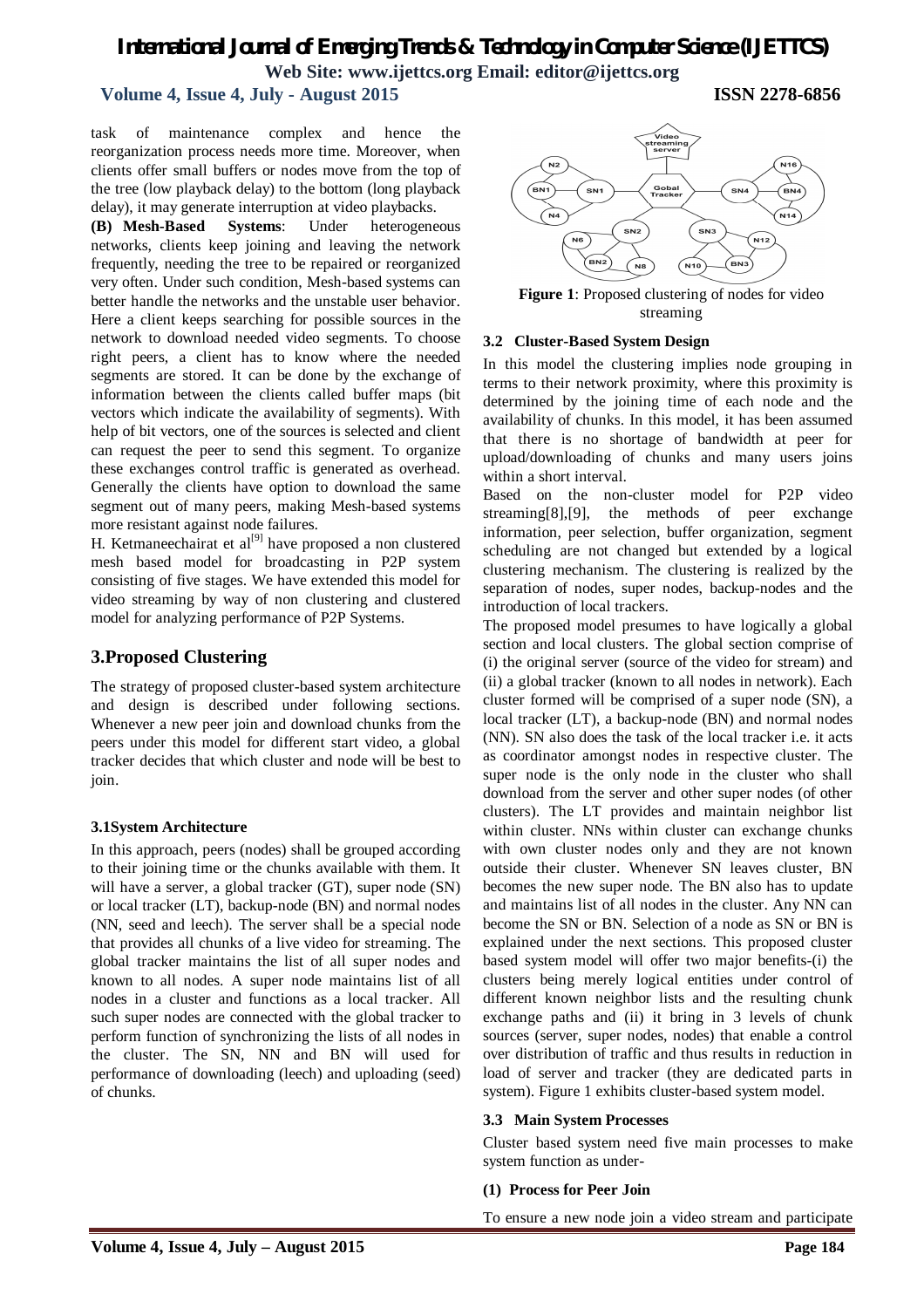task of maintenance complex and hence the reorganization process needs more time. Moreover, when clients offer small buffers or nodes move from the top of the tree (low playback delay) to the bottom (long playback delay), it may generate interruption at video playbacks.

**(B) Mesh-Based Systems**: Under heterogeneous networks, clients keep joining and leaving the network frequently, needing the tree to be repaired or reorganized very often. Under such condition, Mesh-based systems can better handle the networks and the unstable user behavior. Here a client keeps searching for possible sources in the network to download needed video segments. To choose right peers, a client has to know where the needed segments are stored. It can be done by the exchange of information between the clients called buffer maps (bit vectors which indicate the availability of segments). With help of bit vectors, one of the sources is selected and client can request the peer to send this segment. To organize these exchanges control traffic is generated as overhead. Generally the clients have option to download the same segment out of many peers, making Mesh-based systems more resistant against node failures.

H. Ketmaneechairat et al[9] have proposed a non clustered mesh based model for broadcasting in P2P system consisting of five stages. We have extended this model for video streaming by way of non clustering and clustered model for analyzing performance of P2P Systems.

## 3.Proposed Clustering

The strategy of proposed cluster-based system architecture and design is described under following sections. Whenever a new peer join and download chunks from the peers under this model for different start video, a global tracker decides that which cluster and node will be best to join.

### 3.1System Architecture

In this approach, peers (nodes) shall be grouped according to their joining time or the chunks available with them. It will have a server, a global tracker (GT), super node (SN) or local tracker (LT), backup-node (BN) and normal nodes (NN, seed and leech). The server shall be a special node that provides all chunks of a live video for streaming. The global tracker maintains the list of all super nodes and known to all nodes. A super node maintains list of all nodes in a cluster and functions as a local tracker. All such super nodes are connected with the global tracker to perform function of synchronizing the lists of all nodes in the cluster. The SN, NN and BN will used for performance of downloading (leech) and uploading (seed) of chunks.

**Figure 1**: Proposed clustering of nodes for video streaming

### 3.2 Cluster-Based System Design

In this model the clustering implies node grouping in terms to their network proximity, where this proximity is determined by the joining time of each node and the availability of chunks. In this model, it has been assumed that there is no shortage of bandwidth at peer for upload/downloading of chunks and many users joins within a short interval.

Based on the non-cluster model for P2P video streaming[8],[9], the methods of peer exchange information, peer selection, buffer organization, segment scheduling are not changed but extended by a logical clustering mechanism. The clustering is realized by the separation of nodes, super nodes, backup-nodes and the introduction of local trackers.

The proposed model presumes to have logically a global section and local clusters. The global section comprise of (i) the original server (source of the video for stream) and (ii) a global tracker (known to all nodes in network). Each cluster formed will be comprised of a super node (SN), a local tracker (LT), a backup-node (BN) and normal nodes (NN). SN also does the task of the local tracker i.e. it acts as coordinator amongst nodes in respective cluster. The super node is the only node in the cluster who shall download from the server and other super nodes (of other clusters). The LT provides and maintain neighbor list within cluster. NNs within cluster can exchange chunks with own cluster nodes only and they are not known outside their cluster. Whenever SN leaves cluster, BN becomes the new super node. The BN also has to update and maintains list of all nodes in the cluster. Any NN can become the SN or BN. Selection of a node as SN or BN is explained under the next sections. This proposed cluster based system model will offer two major benefits-(i) the clusters being merely logical entities under control of different known neighbor lists and the resulting chunk exchange paths and (ii) it bring in 3 levels of chunk sources (server, super nodes, nodes) that enable a control over distribution of traffic and thus results in reduction in load of server and tracker (they are dedicated parts in system). Figure 1 exhibits cluster-based system model.

### 3.3 Main System Processes

Cluster based system need five main processes to make system function as under-

**(1) Process for Peer Join**

To ensure a new node join a video stream and participate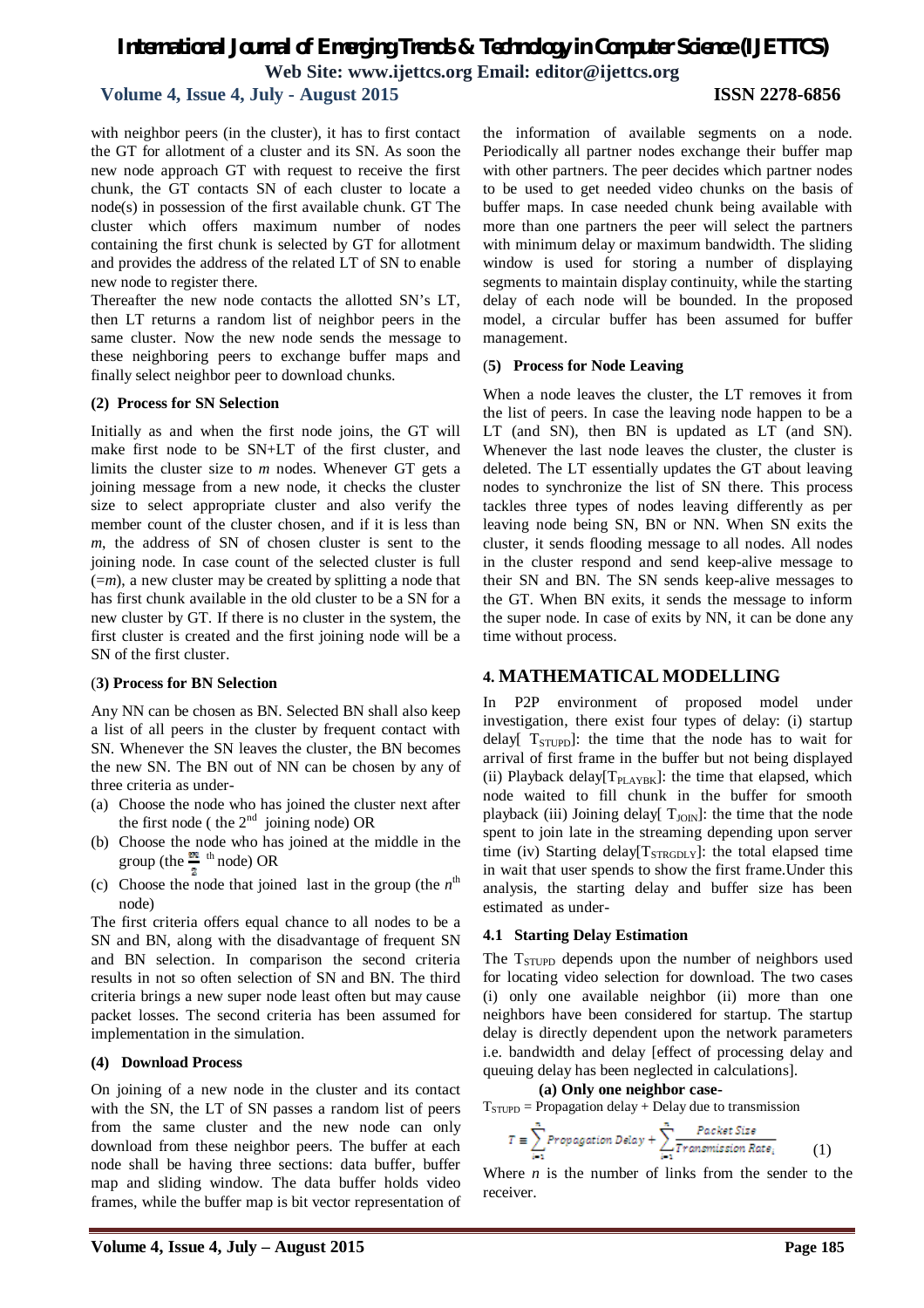with neighbor peers (in the cluster), it has to first contact the GT for allotment of a cluster and its SN. As soon the new node approach GT with request to receive the first chunk, the GT contacts SN of each cluster to locate a node(s) in possession of the first available chunk. GT The cluster which offers maximum number of nodes containing the first chunk is selected by GT for allotment and provides the address of the related LT of SN to enable new node to register there.

Thereafter the new node contacts the allotted SN's LT, then LT returns a random list of neighbor peers in the same cluster. Now the new node sends the message to these neighboring peers to exchange buffer maps and finally select neighbor peer to download chunks.

**(2) Process for SN Selection**

Initially as and when the first node joins, the GT will make first node to be SN+LT of the first cluster, and limits the cluster size to *m* nodes. Whenever GT gets a joining message from a new node, it checks the cluster size to select appropriate cluster and also verify the member count of the cluster chosen, and if it is less than *m*, the address of SN of chosen cluster is sent to the joining node. In case count of the selected cluster is full (=*m*), a new cluster may be created by splitting a node that has first chunk available in the old cluster to be a SN for a new cluster by GT. If there is no cluster in the system, the first cluster is created and the first joining node will be a SN of the first cluster.

**(3) Process for BN Selection**

Any NN can be chosen as BN. Selected BN shall also keep a list of all peers in the cluster by frequent contact with SN. Whenever the SN leaves the cluster, the BN becomes the new SN. The BN out of NN can be chosen by any of three criteria as under-

(a) Choose the node who has joined the cluster next after the first node ( the 2nd joining node) OR
(b) Choose the node who has joined at the middle in the group (the $\frac{m}{2}$ th node) OR
(c) Choose the node that joined last in the group (the $n^{th}$ node)

The first criteria offers equal chance to all nodes to be a SN and BN, along with the disadvantage of frequent SN and BN selection. In comparison the second criteria results in not so often selection of SN and BN. The third criteria brings a new super node least often but may cause packet losses. The second criteria has been assumed for implementation in the simulation.

**(4) Download Process**

On joining of a new node in the cluster and its contact with the SN, the LT of SN passes a random list of peers from the same cluster and the new node can only download from these neighbor peers. The buffer at each node shall be having three sections: data buffer, buffer map and sliding window. The data buffer holds video frames, while the buffer map is bit vector representation of the information of available segments on a node. Periodically all partner nodes exchange their buffer map with other partners. The peer decides which partner nodes to be used to get needed video chunks on the basis of buffer maps. In case needed chunk being available with more than one partners the peer will select the partners with minimum delay or maximum bandwidth. The sliding window is used for storing a number of displaying segments to maintain display continuity, while the starting delay of each node will be bounded. In the proposed model, a circular buffer has been assumed for buffer management.

**(5) Process for Node Leaving**

When a node leaves the cluster, the LT removes it from the list of peers. In case the leaving node happen to be a LT (and SN), then BN is updated as LT (and SN). Whenever the last node leaves the cluster, the cluster is deleted. The LT essentially updates the GT about leaving nodes to synchronize the list of SN there. This process tackles three types of nodes leaving differently as per leaving node being SN, BN or NN. When SN exits the cluster, it sends flooding message to all nodes. All nodes in the cluster respond and send keep-alive message to their SN and BN. The SN sends keep-alive messages to the GT. When BN exits, it sends the message to inform the super node. In case of exits by NN, it can be done any time without process.

## 4. MATHEMATICAL MODELLING

In P2P environment of proposed model under investigation, there exist four types of delay: (i) startup delay[ $T_{STUPD}$]: the time that the node has to wait for arrival of first frame in the buffer but not being displayed (ii) Playback delay[$T_{PLAYBK}$]: the time that elapsed, which node waited to fill chunk in the buffer for smooth playback (iii) Joining delay[ $T_{JOIN}$]: the time that the node spent to join late in the streaming depending upon server time (iv) Starting delay[$T_{STRGDLY}$]: the total elapsed time in wait that user spends to show the first frame.Under this analysis, the starting delay and buffer size has been estimated as under-

### 4.1 Starting Delay Estimation

The $T_{STUPD}$ depends upon the number of neighbors used for locating video selection for download. The two cases (i) only one available neighbor (ii) more than one neighbors have been considered for startup. The startup delay is directly dependent upon the network parameters i.e. bandwidth and delay [effect of processing delay and queuing delay has been neglected in calculations].

**(a) Only one neighbor case-**

$T_{STUPD}$ = Propagation delay + Delay due to transmission

$$T = \sum_{i=1}^{n} Propagation\ Delay + \sum_{i=1}^{n} \frac{Packet\ Size}{Transmission\ Rate_i} \qquad (1)$$

Where *n* is the number of links from the sender to the receiver.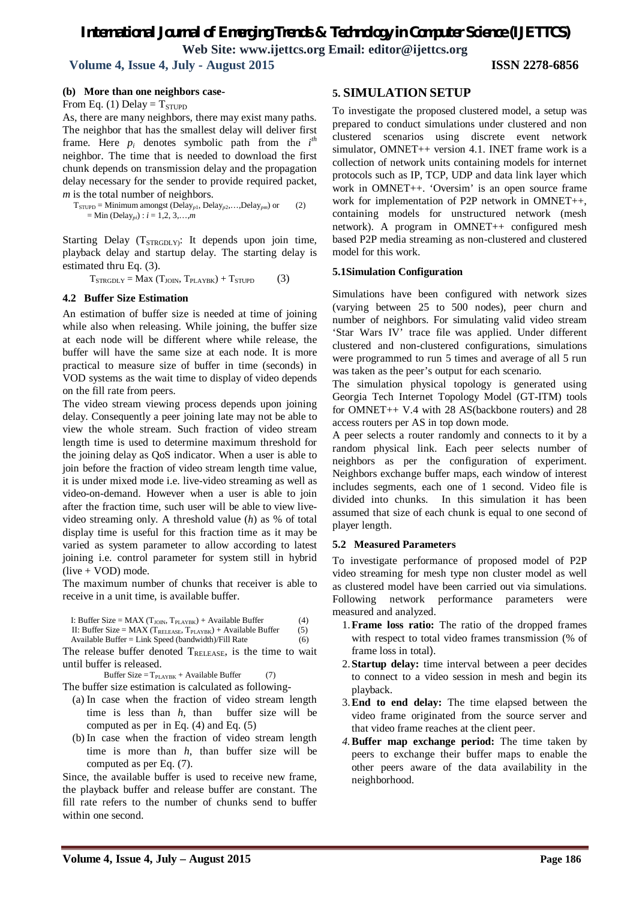**(b) More than one neighbors case-**

From Eq. (1) Delay = $T_{STUPD}$

As, there are many neighbors, there may exist many paths. The neighbor that has the smallest delay will deliver first frame. Here $p_i$ denotes symbolic path from the $i^{th}$ neighbor. The time that is needed to download the first chunk depends on transmission delay and the propagation delay necessary for the sender to provide required packet, $m$ is the total number of neighbors.

$$T_{STUPD} = \text{Minimum amongst } (Delay_{p1}, Delay_{p2}, \ldots, Delay_{pm}) \text{ or } = \text{Min } (Delay_{pi}) : i = 1, 2, 3, \ldots, m \quad (2)$$

Starting Delay ($T_{STRGDLY}$): It depends upon join time, playback delay and startup delay. The starting delay is estimated thru Eq. (3).

$$T_{STRGDLY} = \text{Max } (T_{JOIN}, T_{PLAYBK}) + T_{STUPD} \quad (3)$$

### 4.2 Buffer Size Estimation

An estimation of buffer size is needed at time of joining while also when releasing. While joining, the buffer size at each node will be different where while release, the buffer will have the same size at each node. It is more practical to measure size of buffer in time (seconds) in VOD systems as the wait time to display of video depends on the fill rate from peers.

The video stream viewing process depends upon joining delay. Consequently a peer joining late may not be able to view the whole stream. Such fraction of video stream length time is used to determine maximum threshold for the joining delay as QoS indicator. When a user is able to join before the fraction of video stream length time value, it is under mixed mode i.e. live-video streaming as well as video-on-demand. However when a user is able to join after the fraction time, such user will be able to view live-video streaming only. A threshold value ($h$) as % of total display time is useful for this fraction time as it may be varied as system parameter to allow according to latest joining i.e. control parameter for system still in hybrid (live + VOD) mode.

The maximum number of chunks that receiver is able to receive in a unit time, is available buffer.

$$\text{I: Buffer Size} = \text{MAX } (T_{JOIN}, T_{PLAYBK}) + \text{Available Buffer} \quad (4)$$

$$\text{II: Buffer Size} = \text{MAX } (T_{RELEASE}, T_{PLAYBK}) + \text{Available Buffer} \quad (5)$$

$$\text{Available Buffer} = \text{Link Speed (bandwidth)/Fill Rate} \quad (6)$$

The release buffer denoted $T_{RELEASE}$, is the time to wait until buffer is released.

$$\text{Buffer Size} = T_{PLAYBK} + \text{Available Buffer} \quad (7)$$

The buffer size estimation is calculated as following-

(a) In case when the fraction of video stream length time is less than $h$, than buffer size will be computed as per in Eq. (4) and Eq. (5)

(b) In case when the fraction of video stream length time is more than $h$, than buffer size will be computed as per Eq. (7).

Since, the available buffer is used to receive new frame, the playback buffer and release buffer are constant. The fill rate refers to the number of chunks send to buffer within one second.

## 5. SIMULATION SETUP

To investigate the proposed clustered model, a setup was prepared to conduct simulations under clustered and non clustered scenarios using discrete event network simulator, OMNET++ version 4.1. INET frame work is a collection of network units containing models for internet protocols such as IP, TCP, UDP and data link layer which work in OMNET++. 'Oversim' is an open source frame work for implementation of P2P network in OMNET++, containing models for unstructured network (mesh network). A program in OMNET++ configured mesh based P2P media streaming as non-clustered and clustered model for this work.

### 5.1Simulation Configuration

Simulations have been configured with network sizes (varying between 25 to 500 nodes), peer churn and number of neighbors. For simulating valid video stream 'Star Wars IV' trace file was applied. Under different clustered and non-clustered configurations, simulations were programmed to run 5 times and average of all 5 run was taken as the peer's output for each scenario.

The simulation physical topology is generated using Georgia Tech Internet Topology Model (GT-ITM) tools for OMNET++ V.4 with 28 AS(backbone routers) and 28 access routers per AS in top down mode.

A peer selects a router randomly and connects to it by a random physical link. Each peer selects number of neighbors as per the configuration of experiment. Neighbors exchange buffer maps, each window of interest includes segments, each one of 1 second. Video file is divided into chunks. In this simulation it has been assumed that size of each chunk is equal to one second of player length.

### 5.2 Measured Parameters

To investigate performance of proposed model of P2P video streaming for mesh type non cluster model as well as clustered model have been carried out via simulations. Following network performance parameters were measured and analyzed.

1. **Frame loss ratio:** The ratio of the dropped frames with respect to total video frames transmission (% of frame loss in total).
2. **Startup delay:** time interval between a peer decides to connect to a video session in mesh and begin its playback.
3. **End to end delay:** The time elapsed between the video frame originated from the source server and that video frame reaches at the client peer.
4. **Buffer map exchange period:** The time taken by peers to exchange their buffer maps to enable the other peers aware of the data availability in the neighborhood.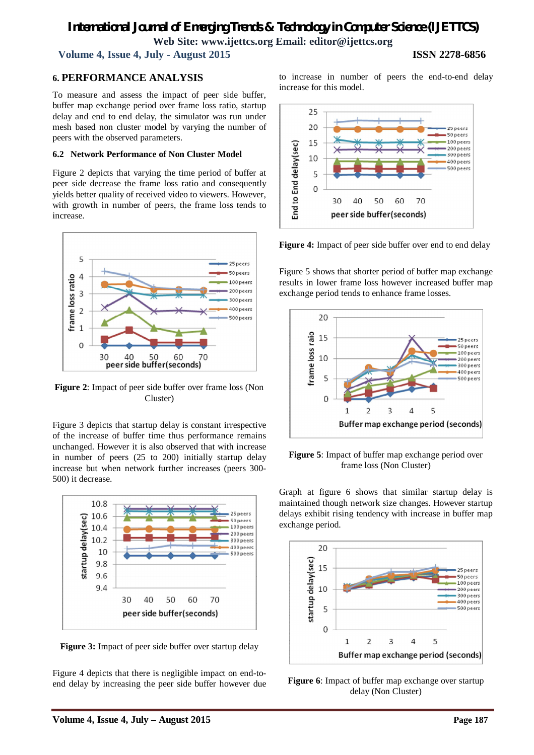## 6. PERFORMANCE ANALYSIS

To measure and assess the impact of peer side buffer, buffer map exchange period over frame loss ratio, startup delay and end to end delay, the simulator was run under mesh based non cluster model by varying the number of peers with the observed parameters.

### 6.2 Network Performance of Non Cluster Model

Figure 2 depicts that varying the time period of buffer at peer side decrease the frame loss ratio and consequently yields better quality of received video to viewers. However, with growth in number of peers, the frame loss tends to increase.

frame loss ratio
5
4
3
2
1
0
30 40 50 60 70
peer side buffer(seconds)
25 peers
50 peers
100 peers
200 peers
300 peers
400 peers
500 peers

**Figure 2**: Impact of peer side buffer over frame loss (Non Cluster)

Figure 3 depicts that startup delay is constant irrespective of the increase of buffer time thus performance remains unchanged. However it is also observed that with increase in number of peers (25 to 200) initially startup delay increase but when network further increases (peers 300-500) it decrease.

startup delay(sec)
10.8
10.6
10.4
10.2
10
9.8
9.6
9.4
30 40 50 60 70
peer side buffer(seconds)
25 peers
50 peers
100 peers
200 peers
300 peers
400 peers
500 peers

**Figure 3:** Impact of peer side buffer over startup delay

Figure 4 depicts that there is negligible impact on end-to-end delay by increasing the peer side buffer however due to increase in number of peers the end-to-end delay increase for this model.

End to End delay(sec)
25
20
15
10
5
0
30 40 50 60 70
peer side buffer(seconds)
25 peers
50 peers
100 peers
200 peers
300 peers
400 peers
500 peers

**Figure 4:** Impact of peer side buffer over end to end delay

Figure 5 shows that shorter period of buffer map exchange results in lower frame loss however increased buffer map exchange period tends to enhance frame losses.

frame loss raio
20
15
10
5
0
1 2 3 4 5
Buffer map exchange period (seconds)
25 peers
50 peers
100 peers
200 peers
300 peers
400 peers
500 peers

**Figure 5**: Impact of buffer map exchange period over frame loss (Non Cluster)

Graph at figure 6 shows that similar startup delay is maintained though network size changes. However startup delays exhibit rising tendency with increase in buffer map exchange period.

startup delay(sec)
20
15
10
5
0
1 2 3 4 5
Buffer map exchange period (seconds)
25 peers
50 peers
100 peers
200 peers
300 peers
400 peers
500 peers

**Figure 6**: Impact of buffer map exchange over startup delay (Non Cluster)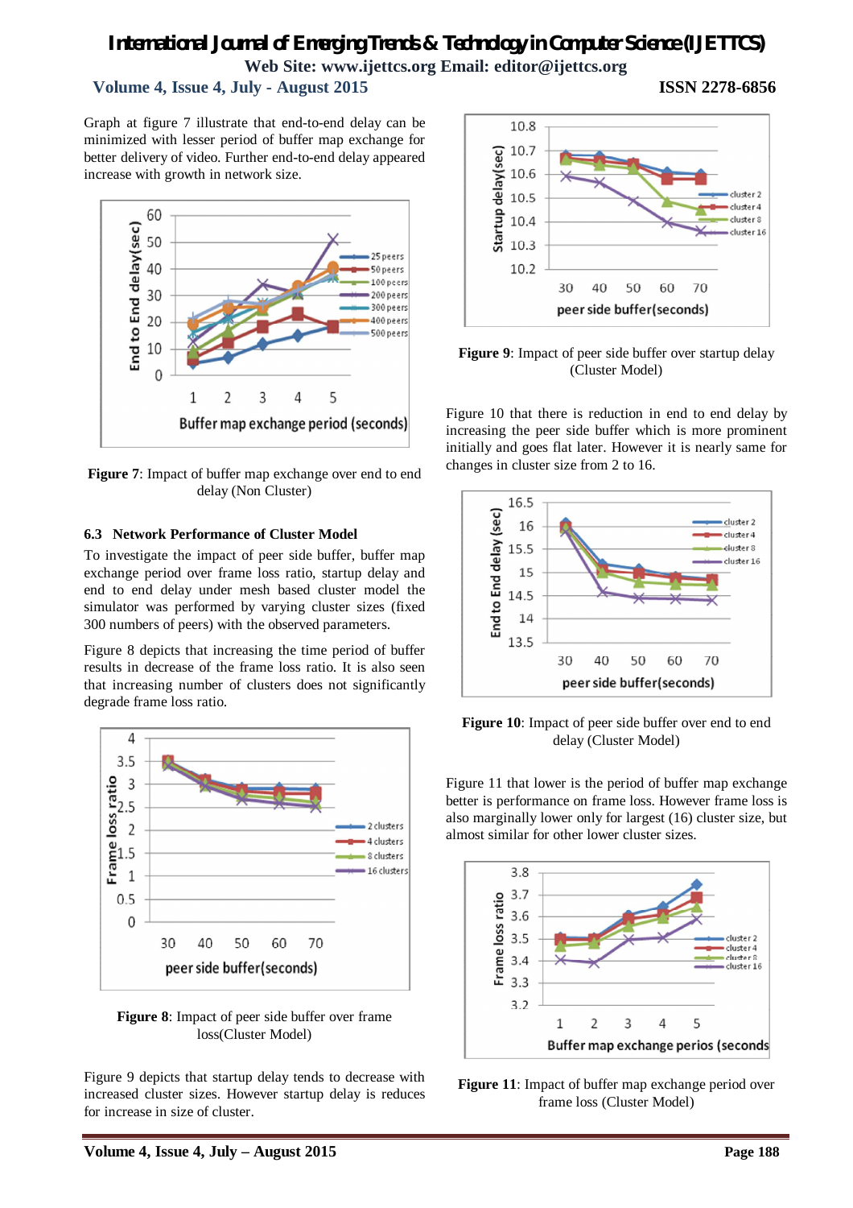Graph at figure 7 illustrate that end-to-end delay can be minimized with lesser period of buffer map exchange for better delivery of video. Further end-to-end delay appeared increase with growth in network size.

End to End delay(sec)
60
50
40
30
20
10
0
1 2 3 4 5
Buffer map exchange period (seconds)
25 peers
50 peers
100 peers
200 peers
300 peers
400 peers
500 peers

**Figure 7**: Impact of buffer map exchange over end to end delay (Non Cluster)

### 6.3 Network Performance of Cluster Model

To investigate the impact of peer side buffer, buffer map exchange period over frame loss ratio, startup delay and end to end delay under mesh based cluster model the simulator was performed by varying cluster sizes (fixed 300 numbers of peers) with the observed parameters.

Figure 8 depicts that increasing the time period of buffer results in decrease of the frame loss ratio. It is also seen that increasing number of clusters does not significantly degrade frame loss ratio.

Frame loss ratio
4
3.5
3
2.5
2
1.5
1
0.5
0
30 40 50 60 70
peer side buffer(seconds)
2 clusters
4 clusters
8 clusters
16 clusters

**Figure 8**: Impact of peer side buffer over frame loss(Cluster Model)

Figure 9 depicts that startup delay tends to decrease with increased cluster sizes. However startup delay is reduces for increase in size of cluster.

Startup delay(sec)
10.8
10.7
10.6
10.5
10.4
10.3
10.2
30 40 50 60 70
peer side buffer(seconds)
cluster 2
cluster 4
cluster 8
cluster 16

**Figure 9**: Impact of peer side buffer over startup delay (Cluster Model)

Figure 10 that there is reduction in end to end delay by increasing the peer side buffer which is more prominent initially and goes flat later. However it is nearly same for changes in cluster size from 2 to 16.

End to End delay (sec)
16.5
16
15.5
15
14.5
14
13.5
30 40 50 60 70
peer side buffer(seconds)
cluster 2
cluster 4
cluster 8
cluster 16

**Figure 10**: Impact of peer side buffer over end to end delay (Cluster Model)

Figure 11 that lower is the period of buffer map exchange better is performance on frame loss. However frame loss is also marginally lower only for largest (16) cluster size, but almost similar for other lower cluster sizes.

Frame loss ratio
3.8
3.7
3.6
3.5
3.4
3.3
3.2
1 2 3 4 5
Buffer map exchange perios (seconds
cluster 2
cluster 4
cluster 8
cluster 16

**Figure 11**: Impact of buffer map exchange period over frame loss (Cluster Model)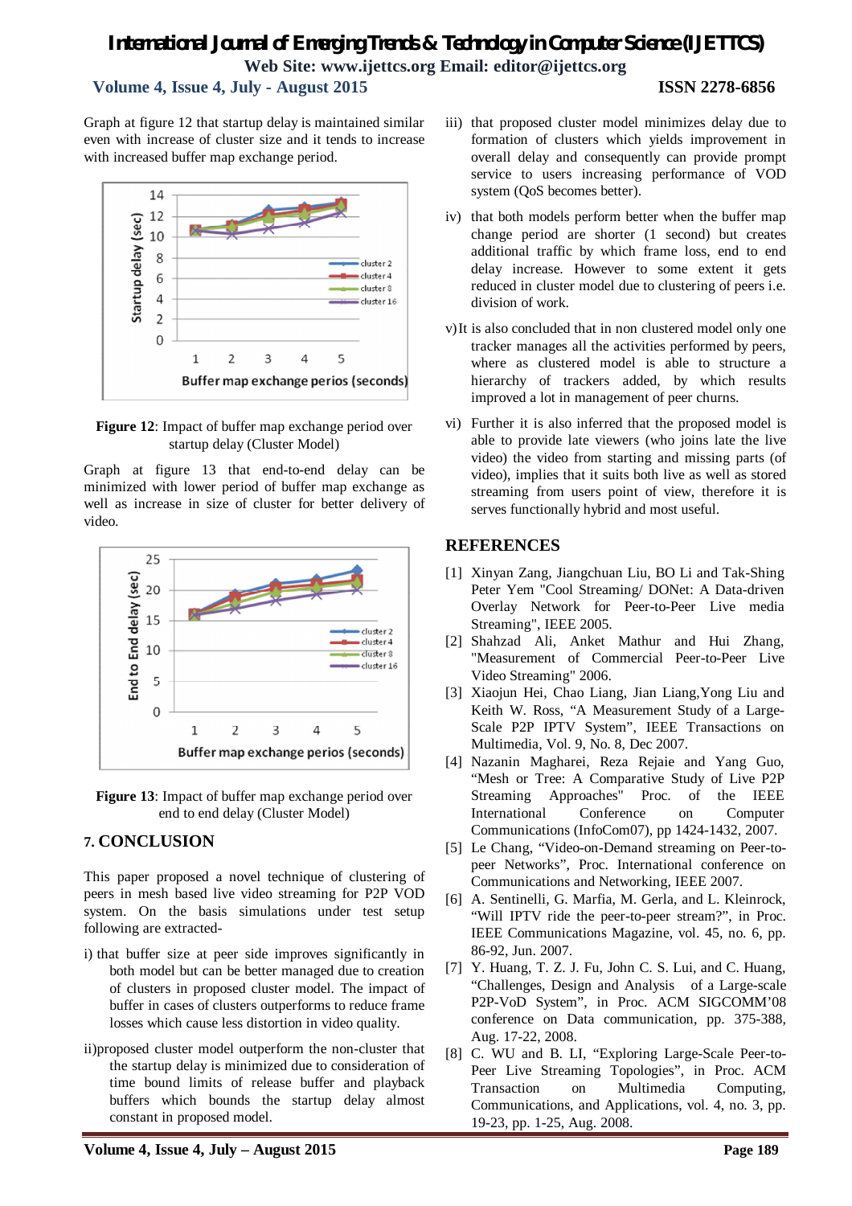Graph at figure 12 that startup delay is maintained similar even with increase of cluster size and it tends to increase with increased buffer map exchange period.

Startup delay (sec)
14
12
10
8
6
4
2
0
1 2 3 4 5
Buffer map exchange perios (seconds)
cluster 2
cluster 4
cluster 8
cluster 16

**Figure 12**: Impact of buffer map exchange period over startup delay (Cluster Model)

Graph at figure 13 that end-to-end delay can be minimized with lower period of buffer map exchange as well as increase in size of cluster for better delivery of video.

End to End delay (sec)
25
20
15
10
5
0
1 2 3 4 5
Buffer map exchange perios (seconds)
cluster 2
cluster 4
cluster 8
cluster 16

**Figure 13**: Impact of buffer map exchange period over end to end delay (Cluster Model)

## 7. CONCLUSION

This paper proposed a novel technique of clustering of peers in mesh based live video streaming for P2P VOD system. On the basis simulations under test setup following are extracted-

i) that buffer size at peer side improves significantly in both model but can be better managed due to creation of clusters in proposed cluster model. The impact of buffer in cases of clusters outperforms to reduce frame losses which cause less distortion in video quality.

ii)proposed cluster model outperform the non-cluster that the startup delay is minimized due to consideration of time bound limits of release buffer and playback buffers which bounds the startup delay almost constant in proposed model.

iii) that proposed cluster model minimizes delay due to formation of clusters which yields improvement in overall delay and consequently can provide prompt service to users increasing performance of VOD system (QoS becomes better).

iv) that both models perform better when the buffer map change period are shorter (1 second) but creates additional traffic by which frame loss, end to end delay increase. However to some extent it gets reduced in cluster model due to clustering of peers i.e. division of work.

v)It is also concluded that in non clustered model only one tracker manages all the activities performed by peers, where as clustered model is able to structure a hierarchy of trackers added, by which results improved a lot in management of peer churns.

vi) Further it is also inferred that the proposed model is able to provide late viewers (who joins late the live video) the video from starting and missing parts (of video), implies that it suits both live as well as stored streaming from users point of view, therefore it is serves functionally hybrid and most useful.

## REFERENCES

[1] Xinyan Zang, Jiangchuan Liu, BO Li and Tak-Shing Peter Yem "Cool Streaming/ DONet: A Data-driven Overlay Network for Peer-to-Peer Live media Streaming", IEEE 2005.

[2] Shahzad Ali, Anket Mathur and Hui Zhang, "Measurement of Commercial Peer-to-Peer Live Video Streaming" 2006.

[3] Xiaojun Hei, Chao Liang, Jian Liang,Yong Liu and Keith W. Ross, “A Measurement Study of a Large-Scale P2P IPTV System”, IEEE Transactions on Multimedia, Vol. 9, No. 8, Dec 2007.

[4] Nazanin Magharei, Reza Rejaie and Yang Guo, “Mesh or Tree: A Comparative Study of Live P2P Streaming Approaches" Proc. of the IEEE International Conference on Computer Communications (InfoCom07), pp 1424-1432, 2007.

[5] Le Chang, “Video-on-Demand streaming on Peer-to-peer Networks”, Proc. International conference on Communications and Networking, IEEE 2007.

[6] A. Sentinelli, G. Marfia, M. Gerla, and L. Kleinrock, “Will IPTV ride the peer-to-peer stream?”, in Proc. IEEE Communications Magazine, vol. 45, no. 6, pp. 86-92, Jun. 2007.

[7] Y. Huang, T. Z. J. Fu, John C. S. Lui, and C. Huang, “Challenges, Design and Analysis of a Large-scale P2P-VoD System”, in Proc. ACM SIGCOMM’08 conference on Data communication, pp. 375-388, Aug. 17-22, 2008.

[8] C. WU and B. LI, “Exploring Large-Scale Peer-to-Peer Live Streaming Topologies”, in Proc. ACM Transaction on Multimedia Computing, Communications, and Applications, vol. 4, no. 3, pp. 19-23, pp. 1-25, Aug. 2008.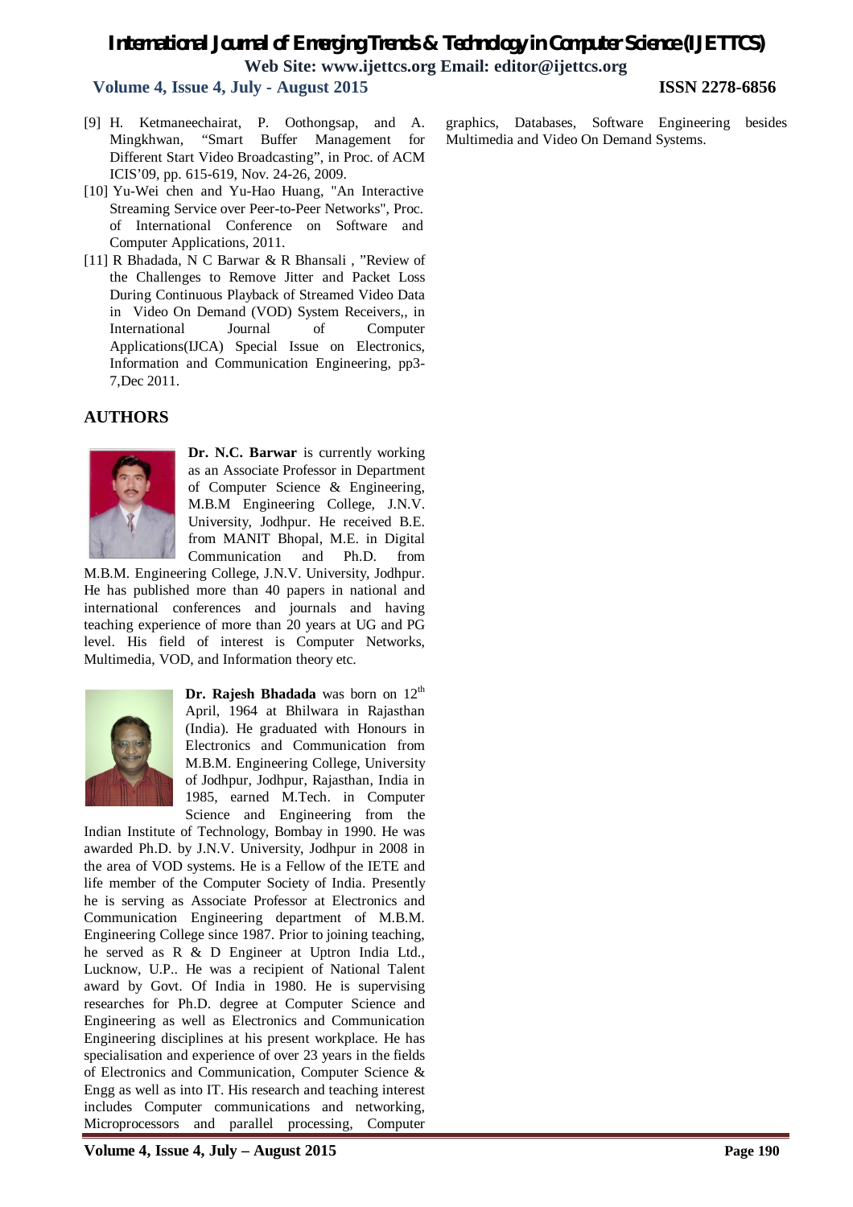[9] H. Ketmaneechairat, P. Oothongsap, and A. Mingkhwan, "Smart Buffer Management for Different Start Video Broadcasting", in Proc. of ACM ICIS'09, pp. 615-619, Nov. 24-26, 2009.

[10] Yu-Wei chen and Yu-Hao Huang, "An Interactive Streaming Service over Peer-to-Peer Networks", Proc. of International Conference on Software and Computer Applications, 2011.

[11] R Bhadada, N C Barwar & R Bhansali , "Review of the Challenges to Remove Jitter and Packet Loss During Continuous Playback of Streamed Video Data in Video On Demand (VOD) System Receivers,, in International Journal of Computer Applications(IJCA) Special Issue on Electronics, Information and Communication Engineering, pp3-7,Dec 2011.

## AUTHORS

**Dr. N.C. Barwar** is currently working as an Associate Professor in Department of Computer Science & Engineering, M.B.M Engineering College, J.N.V. University, Jodhpur. He received B.E. from MANIT Bhopal, M.E. in Digital Communication and Ph.D. from M.B.M. Engineering College, J.N.V. University, Jodhpur. He has published more than 40 papers in national and international conferences and journals and having teaching experience of more than 20 years at UG and PG level. His field of interest is Computer Networks, Multimedia, VOD, and Information theory etc.

**Dr. Rajesh Bhadada** was born on 12th April, 1964 at Bhilwara in Rajasthan (India). He graduated with Honours in Electronics and Communication from M.B.M. Engineering College, University of Jodhpur, Jodhpur, Rajasthan, India in 1985, earned M.Tech. in Computer Science and Engineering from the Indian Institute of Technology, Bombay in 1990. He was awarded Ph.D. by J.N.V. University, Jodhpur in 2008 in the area of VOD systems. He is a Fellow of the IETE and life member of the Computer Society of India. Presently he is serving as Associate Professor at Electronics and Communication Engineering department of M.B.M. Engineering College since 1987. Prior to joining teaching, he served as R & D Engineer at Uptron India Ltd., Lucknow, U.P.. He was a recipient of National Talent award by Govt. Of India in 1980. He is supervising researches for Ph.D. degree at Computer Science and Engineering as well as Electronics and Communication Engineering disciplines at his present workplace. He has specialisation and experience of over 23 years in the fields of Electronics and Communication, Computer Science & Engg as well as into IT. His research and teaching interest includes Computer communications and networking, Microprocessors and parallel processing, Computer graphics, Databases, Software Engineering besides Multimedia and Video On Demand Systems.